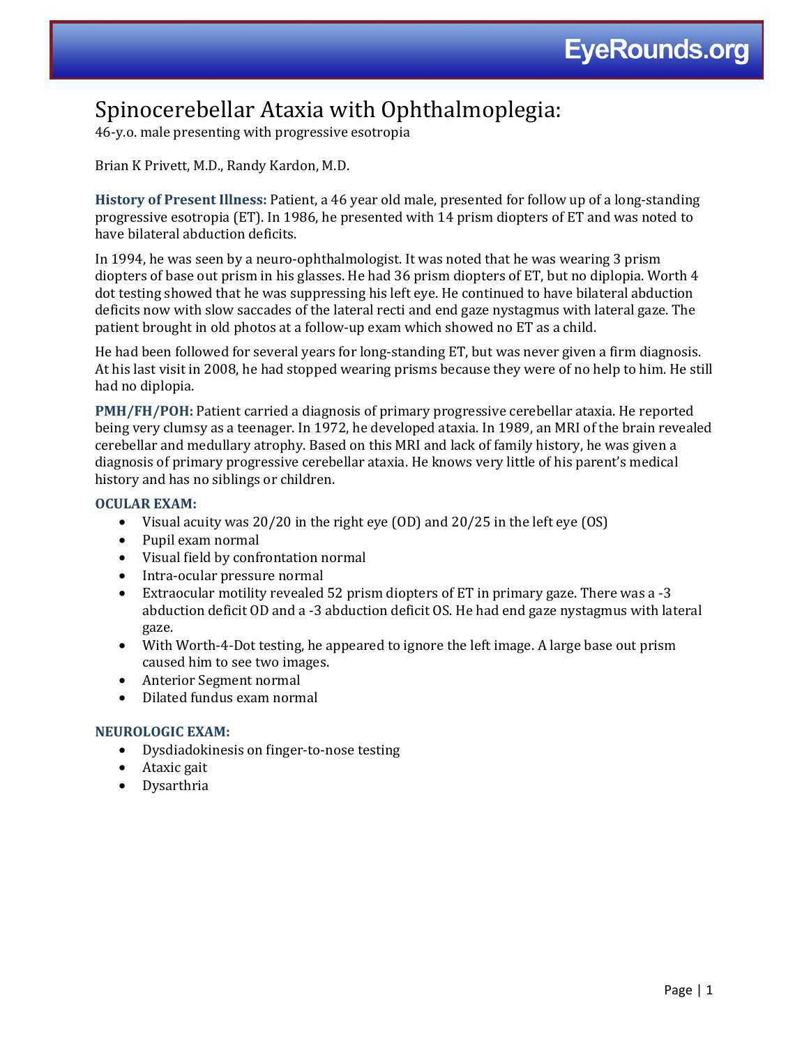# Spinocerebellar Ataxia with Ophthalmoplegia:

46-y.o. male presenting with progressive esotropia

Brian K Privett, M.D., Randy Kardon, M.D.

**History of Present Illness:** Patient, a 46 year old male, presented for follow up of a long-standing progressive esotropia (ET). In 1986, he presented with 14 prism diopters of ET and was noted to have bilateral abduction deficits.

In 1994, he was seen by a neuro-ophthalmologist. It was noted that he was wearing 3 prism diopters of base out prism in his glasses. He had 36 prism diopters of ET, but no diplopia. Worth 4 dot testing showed that he was suppressing his left eye. He continued to have bilateral abduction deficits now with slow saccades of the lateral recti and end gaze nystagmus with lateral gaze. The patient brought in old photos at a follow-up exam which showed no ET as a child.

He had been followed for several years for long-standing ET, but was never given a firm diagnosis. At his last visit in 2008, he had stopped wearing prisms because they were of no help to him. He still had no diplopia.

**PMH/FH/POH:** Patient carried a diagnosis of primary progressive cerebellar ataxia. He reported being very clumsy as a teenager. In 1972, he developed ataxia. In 1989, an MRI of the brain revealed cerebellar and medullary atrophy. Based on this MRI and lack of family history, he was given a diagnosis of primary progressive cerebellar ataxia. He knows very little of his parent's medical history and has no siblings or children.

### OCULAR EXAM:

- Visual acuity was 20/20 in the right eye (OD) and 20/25 in the left eye (OS)
- Pupil exam normal
- Visual field by confrontation normal
- Intra-ocular pressure normal
- Extraocular motility revealed 52 prism diopters of ET in primary gaze. There was a -3 abduction deficit OD and a -3 abduction deficit OS. He had end gaze nystagmus with lateral gaze.
- With Worth-4-Dot testing, he appeared to ignore the left image. A large base out prism caused him to see two images.
- Anterior Segment normal
- Dilated fundus exam normal

### NEUROLOGIC EXAM:

- Dysdiadokinesis on finger-to-nose testing
- Ataxic gait
- Dysarthria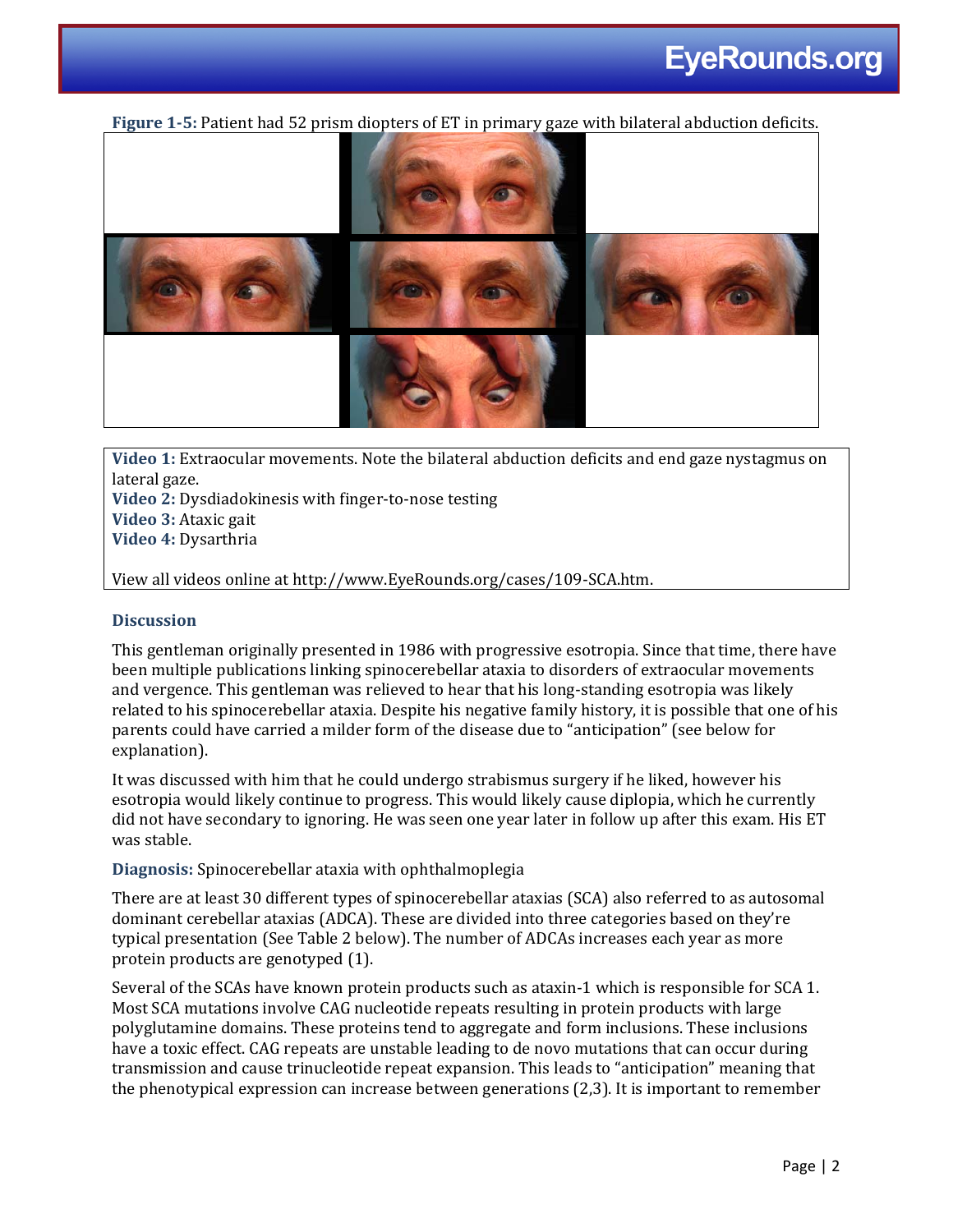**Figure 1-5:** Patient had 52 prism diopters of ET in primary gaze with bilateral abduction deficits.

**Video 1:** Extraocular movements. Note the bilateral abduction deficits and end gaze nystagmus on lateral gaze.
**Video 2:** Dysdiadokinesis with finger-to-nose testing
**Video 3:** Ataxic gait
**Video 4:** Dysarthria

View all videos online at http://www.EyeRounds.org/cases/109-SCA.htm.

### Discussion

This gentleman originally presented in 1986 with progressive esotropia. Since that time, there have been multiple publications linking spinocerebellar ataxia to disorders of extraocular movements and vergence. This gentleman was relieved to hear that his long-standing esotropia was likely related to his spinocerebellar ataxia. Despite his negative family history, it is possible that one of his parents could have carried a milder form of the disease due to "anticipation" (see below for explanation).

It was discussed with him that he could undergo strabismus surgery if he liked, however his esotropia would likely continue to progress. This would likely cause diplopia, which he currently did not have secondary to ignoring. He was seen one year later in follow up after this exam. His ET was stable.

**Diagnosis:** Spinocerebellar ataxia with ophthalmoplegia

There are at least 30 different types of spinocerebellar ataxias (SCA) also referred to as autosomal dominant cerebellar ataxias (ADCA). These are divided into three categories based on they're typical presentation (See Table 2 below). The number of ADCAs increases each year as more protein products are genotyped (1).

Several of the SCAs have known protein products such as ataxin-1 which is responsible for SCA 1. Most SCA mutations involve CAG nucleotide repeats resulting in protein products with large polyglutamine domains. These proteins tend to aggregate and form inclusions. These inclusions have a toxic effect. CAG repeats are unstable leading to de novo mutations that can occur during transmission and cause trinucleotide repeat expansion. This leads to "anticipation" meaning that the phenotypical expression can increase between generations (2,3). It is important to remember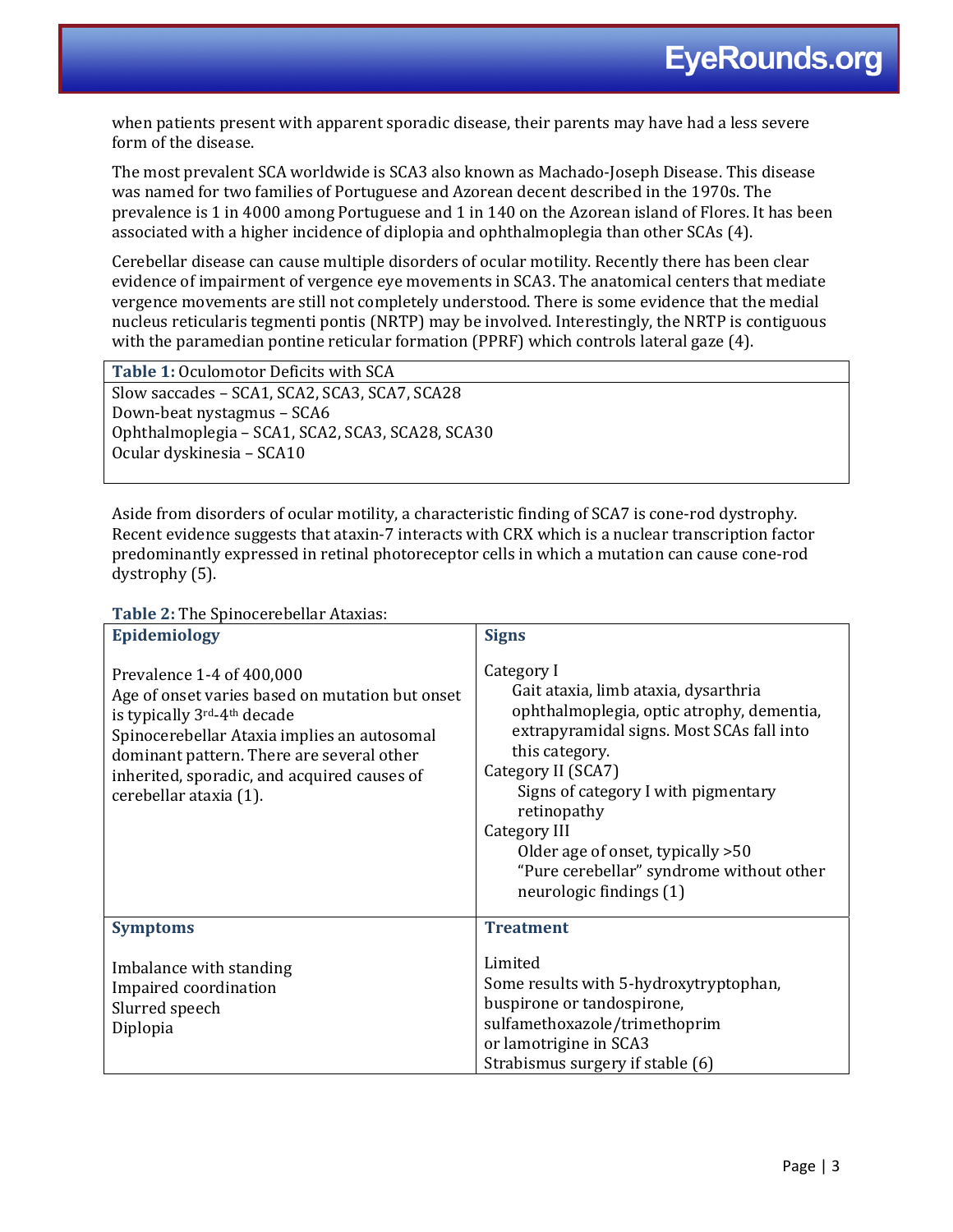when patients present with apparent sporadic disease, their parents may have had a less severe form of the disease.

The most prevalent SCA worldwide is SCA3 also known as Machado-Joseph Disease. This disease was named for two families of Portuguese and Azorean decent described in the 1970s. The prevalence is 1 in 4000 among Portuguese and 1 in 140 on the Azorean island of Flores. It has been associated with a higher incidence of diplopia and ophthalmoplegia than other SCAs (4).

Cerebellar disease can cause multiple disorders of ocular motility. Recently there has been clear evidence of impairment of vergence eye movements in SCA3. The anatomical centers that mediate vergence movements are still not completely understood. There is some evidence that the medial nucleus reticularis tegmenti pontis (NRTP) may be involved. Interestingly, the NRTP is contiguous with the paramedian pontine reticular formation (PPRF) which controls lateral gaze (4).

| **Table 1:** Oculomotor Deficits with SCA |
|---|
| Slow saccades – SCA1, SCA2, SCA3, SCA7, SCA28<br>Down-beat nystagmus – SCA6<br>Ophthalmoplegia – SCA1, SCA2, SCA3, SCA28, SCA30<br>Ocular dyskinesia – SCA10 |

Aside from disorders of ocular motility, a characteristic finding of SCA7 is cone-rod dystrophy. Recent evidence suggests that ataxin-7 interacts with CRX which is a nuclear transcription factor predominantly expressed in retinal photoreceptor cells in which a mutation can cause cone-rod dystrophy (5).

**Table 2:** The Spinocerebellar Ataxias:

| **Epidemiology** | **Signs** |
|---|---|
| Prevalence 1-4 of 400,000<br>Age of onset varies based on mutation but onset is typically 3rd-4th decade<br>Spinocerebellar Ataxia implies an autosomal dominant pattern. There are several other inherited, sporadic, and acquired causes of cerebellar ataxia (1). | Category I<br>Gait ataxia, limb ataxia, dysarthria ophthalmoplegia, optic atrophy, dementia, extrapyramidal signs. Most SCAs fall into this category.<br>Category II (SCA7)<br>Signs of category I with pigmentary retinopathy<br>Category III<br>Older age of onset, typically >50<br>"Pure cerebellar" syndrome without other neurologic findings (1) |
| **Symptoms** | **Treatment** |
| Imbalance with standing<br>Impaired coordination<br>Slurred speech<br>Diplopia | Limited<br>Some results with 5-hydroxytryptophan, buspirone or tandospirone, sulfamethoxazole/trimethoprim or lamotrigine in SCA3<br>Strabismus surgery if stable (6) |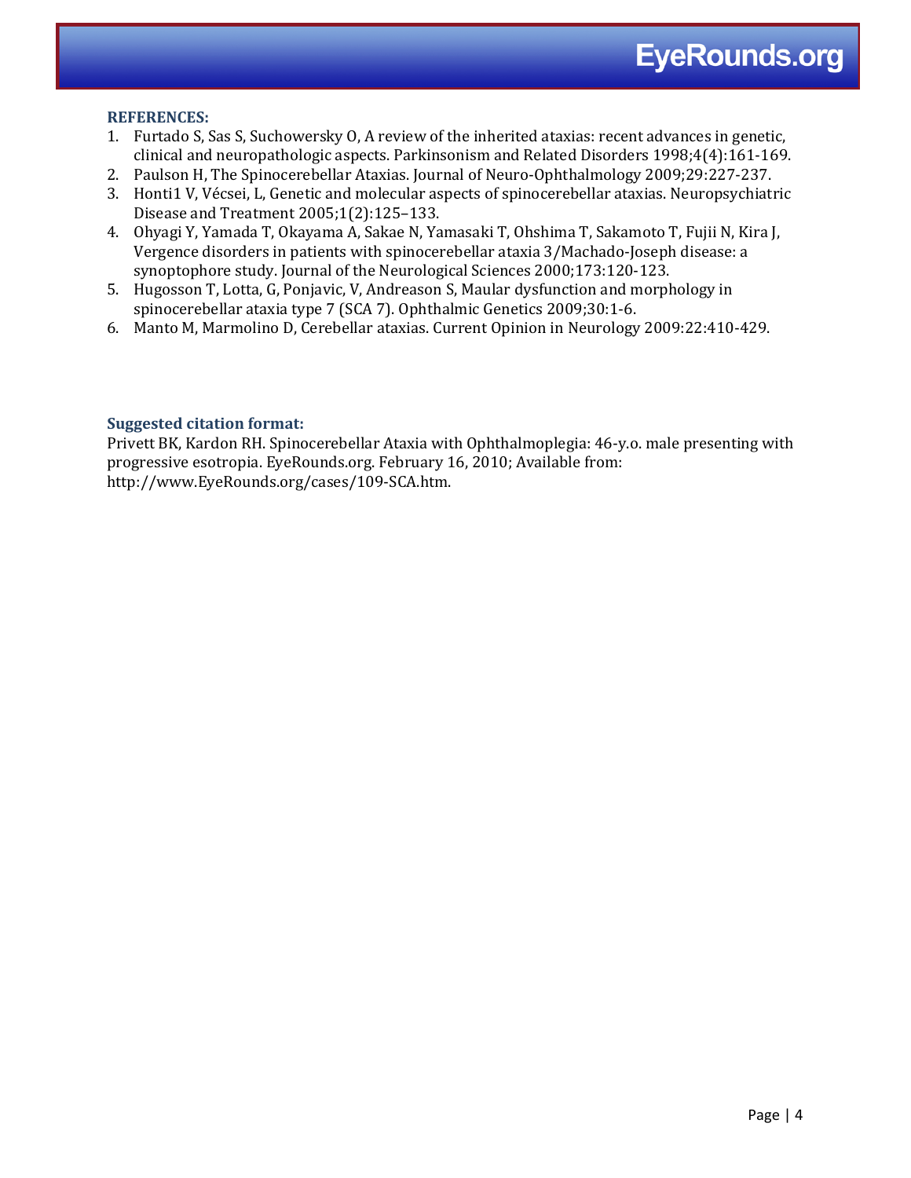**REFERENCES:**

1. Furtado S, Sas S, Suchowersky O, A review of the inherited ataxias: recent advances in genetic, clinical and neuropathologic aspects. Parkinsonism and Related Disorders 1998;4(4):161-169.
2. Paulson H, The Spinocerebellar Ataxias. Journal of Neuro-Ophthalmology 2009;29:227-237.
3. Honti1 V, Vécsei, L, Genetic and molecular aspects of spinocerebellar ataxias. Neuropsychiatric Disease and Treatment 2005;1(2):125–133.
4. Ohyagi Y, Yamada T, Okayama A, Sakae N, Yamasaki T, Ohshima T, Sakamoto T, Fujii N, Kira J, Vergence disorders in patients with spinocerebellar ataxia 3/Machado-Joseph disease: a synoptophore study. Journal of the Neurological Sciences 2000;173:120-123.
5. Hugosson T, Lotta, G, Ponjavic, V, Andreason S, Maular dysfunction and morphology in spinocerebellar ataxia type 7 (SCA 7). Ophthalmic Genetics 2009;30:1-6.
6. Manto M, Marmolino D, Cerebellar ataxias. Current Opinion in Neurology 2009:22:410-429.

**Suggested citation format:**

Privett BK, Kardon RH. Spinocerebellar Ataxia with Ophthalmoplegia: 46-y.o. male presenting with progressive esotropia. EyeRounds.org. February 16, 2010; Available from: http://www.EyeRounds.org/cases/109-SCA.htm.